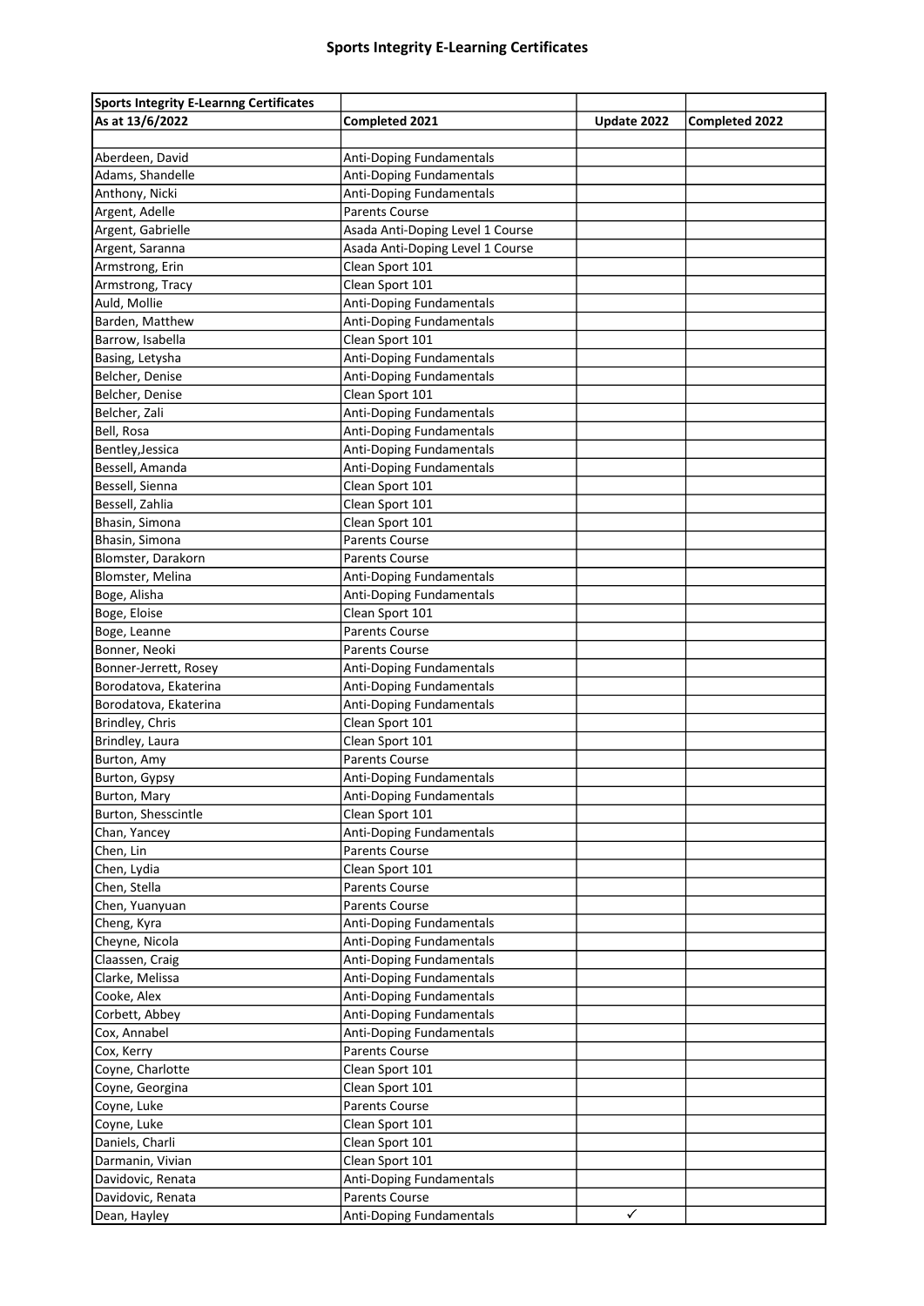## Sports Integrity E-Learning Certificates

| Sports Integrity E-Learnng Certificates | | | |
|---|---|---|---|
| **As at 13/6/2022** | **Completed 2021** | **Update 2022** | **Completed 2022** |
| | | | |
| Aberdeen, David | Anti-Doping Fundamentals | | |
| Adams, Shandelle | Anti-Doping Fundamentals | | |
| Anthony, Nicki | Anti-Doping Fundamentals | | |
| Argent, Adelle | Parents Course | | |
| Argent, Gabrielle | Asada Anti-Doping Level 1 Course | | |
| Argent, Saranna | Asada Anti-Doping Level 1 Course | | |
| Armstrong, Erin | Clean Sport 101 | | |
| Armstrong, Tracy | Clean Sport 101 | | |
| Auld, Mollie | Anti-Doping Fundamentals | | |
| Barden, Matthew | Anti-Doping Fundamentals | | |
| Barrow, Isabella | Clean Sport 101 | | |
| Basing, Letysha | Anti-Doping Fundamentals | | |
| Belcher, Denise | Anti-Doping Fundamentals | | |
| Belcher, Denise | Clean Sport 101 | | |
| Belcher, Zali | Anti-Doping Fundamentals | | |
| Bell, Rosa | Anti-Doping Fundamentals | | |
| Bentley,Jessica | Anti-Doping Fundamentals | | |
| Bessell, Amanda | Anti-Doping Fundamentals | | |
| Bessell, Sienna | Clean Sport 101 | | |
| Bessell, Zahlia | Clean Sport 101 | | |
| Bhasin, Simona | Clean Sport 101 | | |
| Bhasin, Simona | Parents Course | | |
| Blomster, Darakorn | Parents Course | | |
| Blomster, Melina | Anti-Doping Fundamentals | | |
| Boge, Alisha | Anti-Doping Fundamentals | | |
| Boge, Eloise | Clean Sport 101 | | |
| Boge, Leanne | Parents Course | | |
| Bonner, Neoki | Parents Course | | |
| Bonner-Jerrett, Rosey | Anti-Doping Fundamentals | | |
| Borodatova, Ekaterina | Anti-Doping Fundamentals | | |
| Borodatova, Ekaterina | Anti-Doping Fundamentals | | |
| Brindley, Chris | Clean Sport 101 | | |
| Brindley, Laura | Clean Sport 101 | | |
| Burton, Amy | Parents Course | | |
| Burton, Gypsy | Anti-Doping Fundamentals | | |
| Burton, Mary | Anti-Doping Fundamentals | | |
| Burton, Shesscintle | Clean Sport 101 | | |
| Chan, Yancey | Anti-Doping Fundamentals | | |
| Chen, Lin | Parents Course | | |
| Chen, Lydia | Clean Sport 101 | | |
| Chen, Stella | Parents Course | | |
| Chen, Yuanyuan | Parents Course | | |
| Cheng, Kyra | Anti-Doping Fundamentals | | |
| Cheyne, Nicola | Anti-Doping Fundamentals | | |
| Claassen, Craig | Anti-Doping Fundamentals | | |
| Clarke, Melissa | Anti-Doping Fundamentals | | |
| Cooke, Alex | Anti-Doping Fundamentals | | |
| Corbett, Abbey | Anti-Doping Fundamentals | | |
| Cox, Annabel | Anti-Doping Fundamentals | | |
| Cox, Kerry | Parents Course | | |
| Coyne, Charlotte | Clean Sport 101 | | |
| Coyne, Georgina | Clean Sport 101 | | |
| Coyne, Luke | Parents Course | | |
| Coyne, Luke | Clean Sport 101 | | |
| Daniels, Charli | Clean Sport 101 | | |
| Darmanin, Vivian | Clean Sport 101 | | |
| Davidovic, Renata | Anti-Doping Fundamentals | | |
| Davidovic, Renata | Parents Course | | |
| Dean, Hayley | Anti-Doping Fundamentals | ✓ | |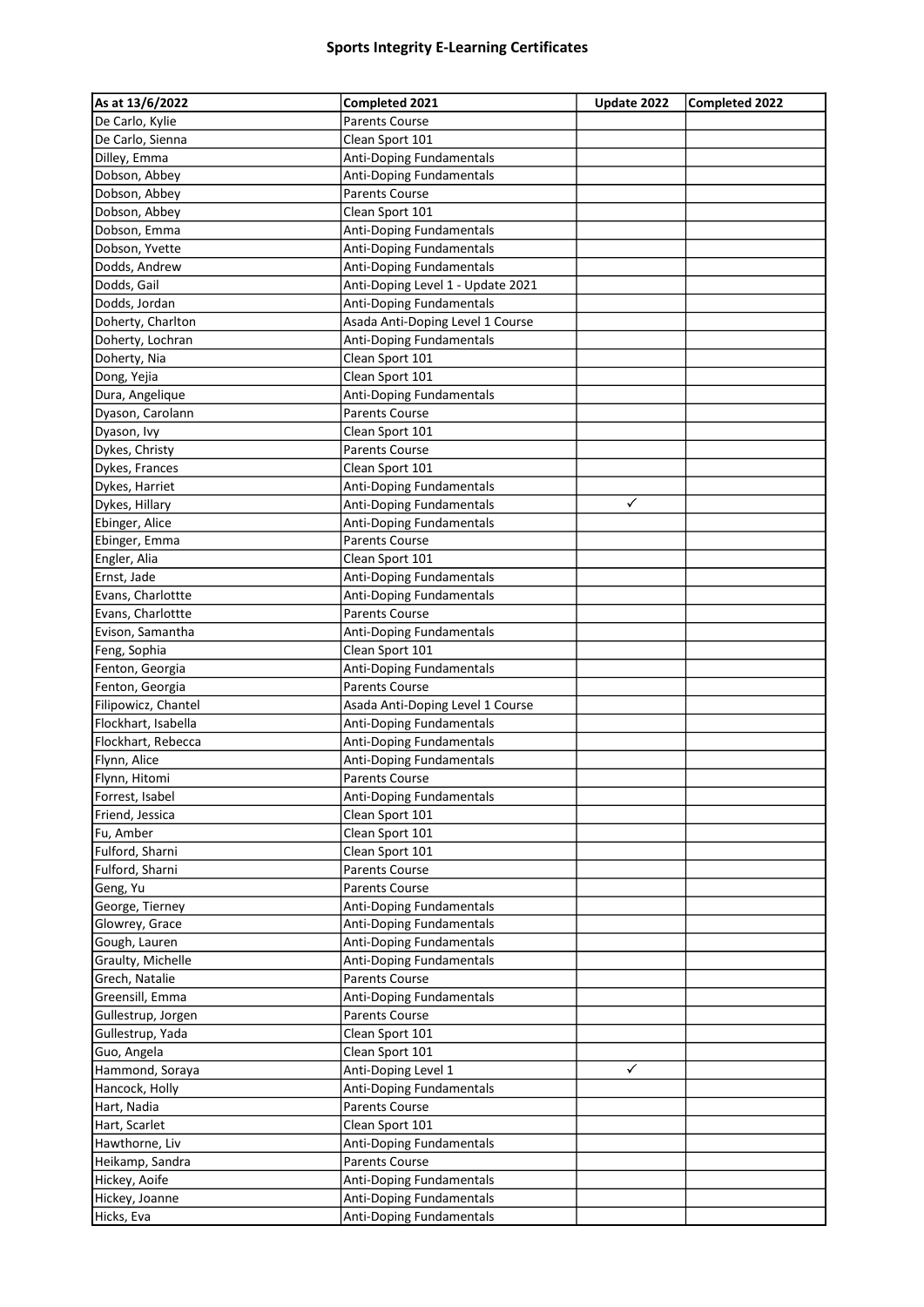## Sports Integrity E-Learning Certificates

| As at 13/6/2022 | Completed 2021 | Update 2022 | Completed 2022 |
|---|---|---|---|
| De Carlo, Kylie | Parents Course | | |
| De Carlo, Sienna | Clean Sport 101 | | |
| Dilley, Emma | Anti-Doping Fundamentals | | |
| Dobson, Abbey | Anti-Doping Fundamentals | | |
| Dobson, Abbey | Parents Course | | |
| Dobson, Abbey | Clean Sport 101 | | |
| Dobson, Emma | Anti-Doping Fundamentals | | |
| Dobson, Yvette | Anti-Doping Fundamentals | | |
| Dodds, Andrew | Anti-Doping Fundamentals | | |
| Dodds, Gail | Anti-Doping Level 1 - Update 2021 | | |
| Dodds, Jordan | Anti-Doping Fundamentals | | |
| Doherty, Charlton | Asada Anti-Doping Level 1 Course | | |
| Doherty, Lochran | Anti-Doping Fundamentals | | |
| Doherty, Nia | Clean Sport 101 | | |
| Dong, Yejia | Clean Sport 101 | | |
| Dura, Angelique | Anti-Doping Fundamentals | | |
| Dyason, Carolann | Parents Course | | |
| Dyason, Ivy | Clean Sport 101 | | |
| Dykes, Christy | Parents Course | | |
| Dykes, Frances | Clean Sport 101 | | |
| Dykes, Harriet | Anti-Doping Fundamentals | | |
| Dykes, Hillary | Anti-Doping Fundamentals | ✓ | |
| Ebinger, Alice | Anti-Doping Fundamentals | | |
| Ebinger, Emma | Parents Course | | |
| Engler, Alia | Clean Sport 101 | | |
| Ernst, Jade | Anti-Doping Fundamentals | | |
| Evans, Charlottte | Anti-Doping Fundamentals | | |
| Evans, Charlottte | Parents Course | | |
| Evison, Samantha | Anti-Doping Fundamentals | | |
| Feng, Sophia | Clean Sport 101 | | |
| Fenton, Georgia | Anti-Doping Fundamentals | | |
| Fenton, Georgia | Parents Course | | |
| Filipowicz, Chantel | Asada Anti-Doping Level 1 Course | | |
| Flockhart, Isabella | Anti-Doping Fundamentals | | |
| Flockhart, Rebecca | Anti-Doping Fundamentals | | |
| Flynn, Alice | Anti-Doping Fundamentals | | |
| Flynn, Hitomi | Parents Course | | |
| Forrest, Isabel | Anti-Doping Fundamentals | | |
| Friend, Jessica | Clean Sport 101 | | |
| Fu, Amber | Clean Sport 101 | | |
| Fulford, Sharni | Clean Sport 101 | | |
| Fulford, Sharni | Parents Course | | |
| Geng, Yu | Parents Course | | |
| George, Tierney | Anti-Doping Fundamentals | | |
| Glowrey, Grace | Anti-Doping Fundamentals | | |
| Gough, Lauren | Anti-Doping Fundamentals | | |
| Graulty, Michelle | Anti-Doping Fundamentals | | |
| Grech, Natalie | Parents Course | | |
| Greensill, Emma | Anti-Doping Fundamentals | | |
| Gullestrup, Jorgen | Parents Course | | |
| Gullestrup, Yada | Clean Sport 101 | | |
| Guo, Angela | Clean Sport 101 | | |
| Hammond, Soraya | Anti-Doping Level 1 | ✓ | |
| Hancock, Holly | Anti-Doping Fundamentals | | |
| Hart, Nadia | Parents Course | | |
| Hart, Scarlet | Clean Sport 101 | | |
| Hawthorne, Liv | Anti-Doping Fundamentals | | |
| Heikamp, Sandra | Parents Course | | |
| Hickey, Aoife | Anti-Doping Fundamentals | | |
| Hickey, Joanne | Anti-Doping Fundamentals | | |
| Hicks, Eva | Anti-Doping Fundamentals | | |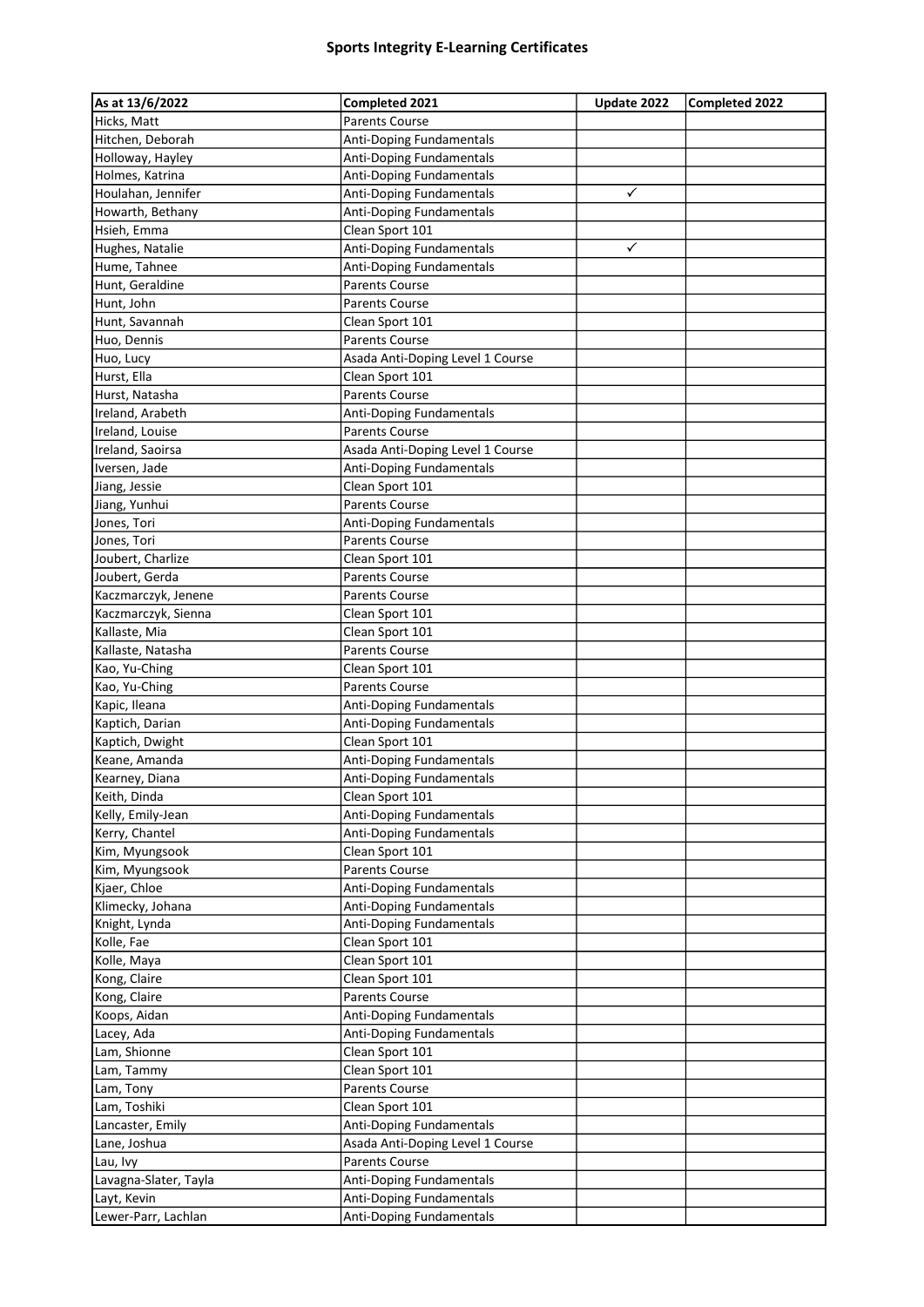# Sports Integrity E-Learning Certificates

| As at 13/6/2022 | Completed 2021 | Update 2022 | Completed 2022 |
|---|---|---|---|
| Hicks, Matt | Parents Course | | |
| Hitchen, Deborah | Anti-Doping Fundamentals | | |
| Holloway, Hayley | Anti-Doping Fundamentals | | |
| Holmes, Katrina | Anti-Doping Fundamentals | | |
| Houlahan, Jennifer | Anti-Doping Fundamentals | ✓ | |
| Howarth, Bethany | Anti-Doping Fundamentals | | |
| Hsieh, Emma | Clean Sport 101 | | |
| Hughes, Natalie | Anti-Doping Fundamentals | ✓ | |
| Hume, Tahnee | Anti-Doping Fundamentals | | |
| Hunt, Geraldine | Parents Course | | |
| Hunt, John | Parents Course | | |
| Hunt, Savannah | Clean Sport 101 | | |
| Huo, Dennis | Parents Course | | |
| Huo, Lucy | Asada Anti-Doping Level 1 Course | | |
| Hurst, Ella | Clean Sport 101 | | |
| Hurst, Natasha | Parents Course | | |
| Ireland, Arabeth | Anti-Doping Fundamentals | | |
| Ireland, Louise | Parents Course | | |
| Ireland, Saoirsa | Asada Anti-Doping Level 1 Course | | |
| Iversen, Jade | Anti-Doping Fundamentals | | |
| Jiang, Jessie | Clean Sport 101 | | |
| Jiang, Yunhui | Parents Course | | |
| Jones, Tori | Anti-Doping Fundamentals | | |
| Jones, Tori | Parents Course | | |
| Joubert, Charlize | Clean Sport 101 | | |
| Joubert, Gerda | Parents Course | | |
| Kaczmarczyk, Jenene | Parents Course | | |
| Kaczmarczyk, Sienna | Clean Sport 101 | | |
| Kallaste, Mia | Clean Sport 101 | | |
| Kallaste, Natasha | Parents Course | | |
| Kao, Yu-Ching | Clean Sport 101 | | |
| Kao, Yu-Ching | Parents Course | | |
| Kapic, Ileana | Anti-Doping Fundamentals | | |
| Kaptich, Darian | Anti-Doping Fundamentals | | |
| Kaptich, Dwight | Clean Sport 101 | | |
| Keane, Amanda | Anti-Doping Fundamentals | | |
| Kearney, Diana | Anti-Doping Fundamentals | | |
| Keith, Dinda | Clean Sport 101 | | |
| Kelly, Emily-Jean | Anti-Doping Fundamentals | | |
| Kerry, Chantel | Anti-Doping Fundamentals | | |
| Kim, Myungsook | Clean Sport 101 | | |
| Kim, Myungsook | Parents Course | | |
| Kjaer, Chloe | Anti-Doping Fundamentals | | |
| Klimecky, Johana | Anti-Doping Fundamentals | | |
| Knight, Lynda | Anti-Doping Fundamentals | | |
| Kolle, Fae | Clean Sport 101 | | |
| Kolle, Maya | Clean Sport 101 | | |
| Kong, Claire | Clean Sport 101 | | |
| Kong, Claire | Parents Course | | |
| Koops, Aidan | Anti-Doping Fundamentals | | |
| Lacey, Ada | Anti-Doping Fundamentals | | |
| Lam, Shionne | Clean Sport 101 | | |
| Lam, Tammy | Clean Sport 101 | | |
| Lam, Tony | Parents Course | | |
| Lam, Toshiki | Clean Sport 101 | | |
| Lancaster, Emily | Anti-Doping Fundamentals | | |
| Lane, Joshua | Asada Anti-Doping Level 1 Course | | |
| Lau, Ivy | Parents Course | | |
| Lavagna-Slater, Tayla | Anti-Doping Fundamentals | | |
| Layt, Kevin | Anti-Doping Fundamentals | | |
| Lewer-Parr, Lachlan | Anti-Doping Fundamentals | | |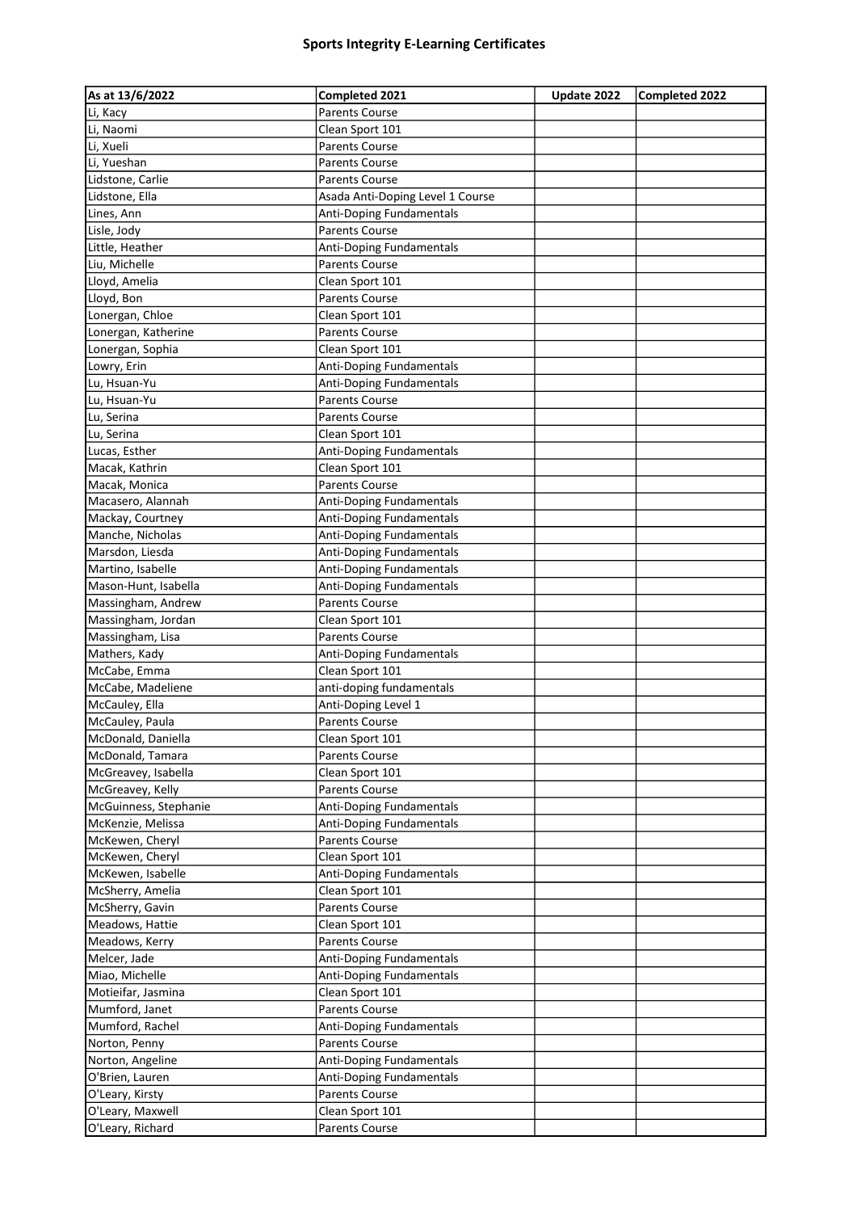## Sports Integrity E-Learning Certificates

| As at 13/6/2022 | Completed 2021 | Update 2022 | Completed 2022 |
|---|---|---|---|
| Li, Kacy | Parents Course | | |
| Li, Naomi | Clean Sport 101 | | |
| Li, Xueli | Parents Course | | |
| Li, Yueshan | Parents Course | | |
| Lidstone, Carlie | Parents Course | | |
| Lidstone, Ella | Asada Anti-Doping Level 1 Course | | |
| Lines, Ann | Anti-Doping Fundamentals | | |
| Lisle, Jody | Parents Course | | |
| Little, Heather | Anti-Doping Fundamentals | | |
| Liu, Michelle | Parents Course | | |
| Lloyd, Amelia | Clean Sport 101 | | |
| Lloyd, Bon | Parents Course | | |
| Lonergan, Chloe | Clean Sport 101 | | |
| Lonergan, Katherine | Parents Course | | |
| Lonergan, Sophia | Clean Sport 101 | | |
| Lowry, Erin | Anti-Doping Fundamentals | | |
| Lu, Hsuan-Yu | Anti-Doping Fundamentals | | |
| Lu, Hsuan-Yu | Parents Course | | |
| Lu, Serina | Parents Course | | |
| Lu, Serina | Clean Sport 101 | | |
| Lucas, Esther | Anti-Doping Fundamentals | | |
| Macak, Kathrin | Clean Sport 101 | | |
| Macak, Monica | Parents Course | | |
| Macasero, Alannah | Anti-Doping Fundamentals | | |
| Mackay, Courtney | Anti-Doping Fundamentals | | |
| Manche, Nicholas | Anti-Doping Fundamentals | | |
| Marsdon, Liesda | Anti-Doping Fundamentals | | |
| Martino, Isabelle | Anti-Doping Fundamentals | | |
| Mason-Hunt, Isabella | Anti-Doping Fundamentals | | |
| Massingham, Andrew | Parents Course | | |
| Massingham, Jordan | Clean Sport 101 | | |
| Massingham, Lisa | Parents Course | | |
| Mathers, Kady | Anti-Doping Fundamentals | | |
| McCabe, Emma | Clean Sport 101 | | |
| McCabe, Madeliene | anti-doping fundamentals | | |
| McCauley, Ella | Anti-Doping Level 1 | | |
| McCauley, Paula | Parents Course | | |
| McDonald, Daniella | Clean Sport 101 | | |
| McDonald, Tamara | Parents Course | | |
| McGreavey, Isabella | Clean Sport 101 | | |
| McGreavey, Kelly | Parents Course | | |
| McGuinness, Stephanie | Anti-Doping Fundamentals | | |
| McKenzie, Melissa | Anti-Doping Fundamentals | | |
| McKewen, Cheryl | Parents Course | | |
| McKewen, Cheryl | Clean Sport 101 | | |
| McKewen, Isabelle | Anti-Doping Fundamentals | | |
| McSherry, Amelia | Clean Sport 101 | | |
| McSherry, Gavin | Parents Course | | |
| Meadows, Hattie | Clean Sport 101 | | |
| Meadows, Kerry | Parents Course | | |
| Melcer, Jade | Anti-Doping Fundamentals | | |
| Miao, Michelle | Anti-Doping Fundamentals | | |
| Motieifar, Jasmina | Clean Sport 101 | | |
| Mumford, Janet | Parents Course | | |
| Mumford, Rachel | Anti-Doping Fundamentals | | |
| Norton, Penny | Parents Course | | |
| Norton, Angeline | Anti-Doping Fundamentals | | |
| O'Brien, Lauren | Anti-Doping Fundamentals | | |
| O'Leary, Kirsty | Parents Course | | |
| O'Leary, Maxwell | Clean Sport 101 | | |
| O'Leary, Richard | Parents Course | | |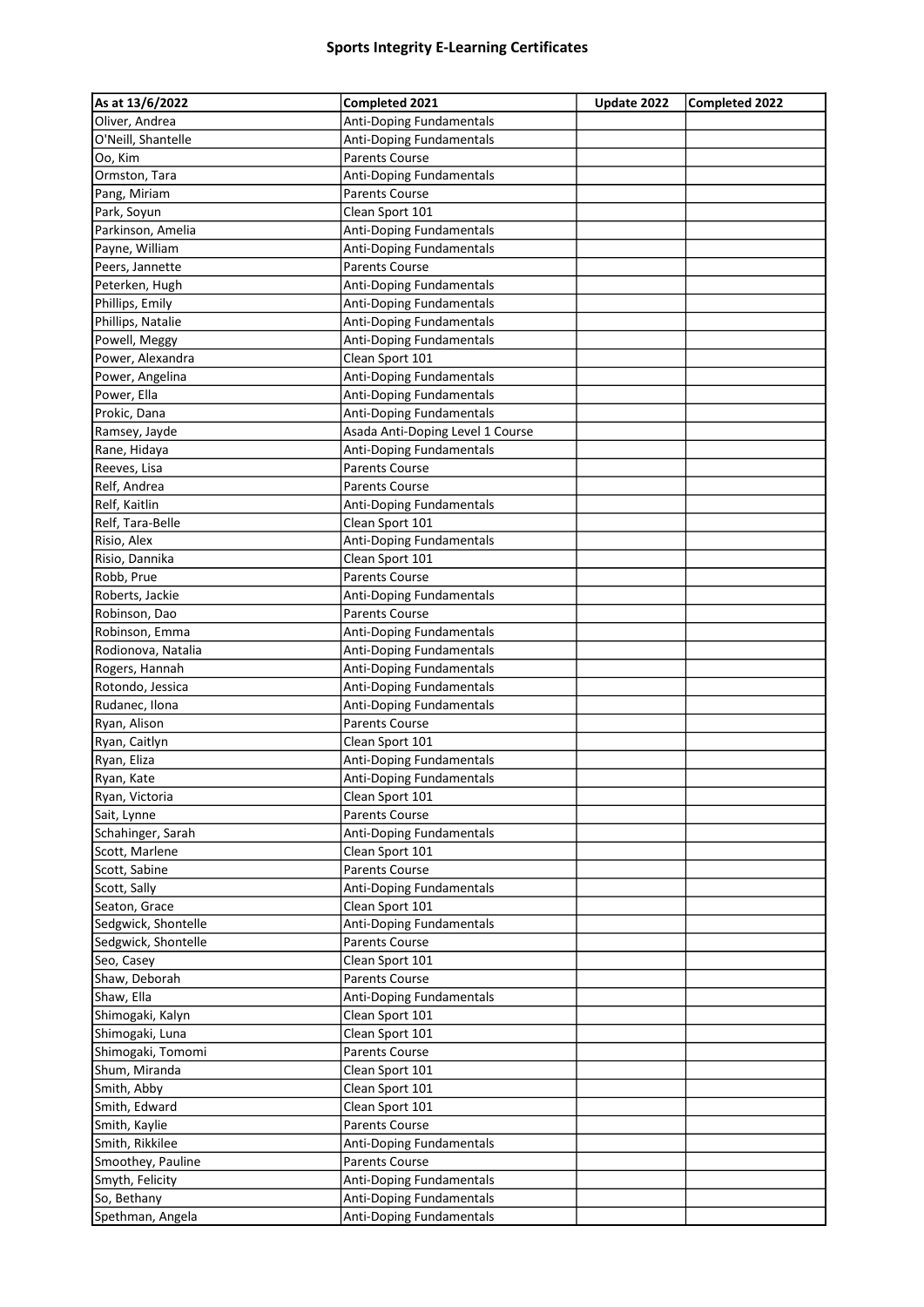## Sports Integrity E-Learning Certificates

| As at 13/6/2022 | Completed 2021 | Update 2022 | Completed 2022 |
|---|---|---|---|
| Oliver, Andrea | Anti-Doping Fundamentals | | |
| O'Neill, Shantelle | Anti-Doping Fundamentals | | |
| Oo, Kim | Parents Course | | |
| Ormston, Tara | Anti-Doping Fundamentals | | |
| Pang, Miriam | Parents Course | | |
| Park, Soyun | Clean Sport 101 | | |
| Parkinson, Amelia | Anti-Doping Fundamentals | | |
| Payne, William | Anti-Doping Fundamentals | | |
| Peers, Jannette | Parents Course | | |
| Peterken, Hugh | Anti-Doping Fundamentals | | |
| Phillips, Emily | Anti-Doping Fundamentals | | |
| Phillips, Natalie | Anti-Doping Fundamentals | | |
| Powell, Meggy | Anti-Doping Fundamentals | | |
| Power, Alexandra | Clean Sport 101 | | |
| Power, Angelina | Anti-Doping Fundamentals | | |
| Power, Ella | Anti-Doping Fundamentals | | |
| Prokic, Dana | Anti-Doping Fundamentals | | |
| Ramsey, Jayde | Asada Anti-Doping Level 1 Course | | |
| Rane, Hidaya | Anti-Doping Fundamentals | | |
| Reeves, Lisa | Parents Course | | |
| Relf, Andrea | Parents Course | | |
| Relf, Kaitlin | Anti-Doping Fundamentals | | |
| Relf, Tara-Belle | Clean Sport 101 | | |
| Risio, Alex | Anti-Doping Fundamentals | | |
| Risio, Dannika | Clean Sport 101 | | |
| Robb, Prue | Parents Course | | |
| Roberts, Jackie | Anti-Doping Fundamentals | | |
| Robinson, Dao | Parents Course | | |
| Robinson, Emma | Anti-Doping Fundamentals | | |
| Rodionova, Natalia | Anti-Doping Fundamentals | | |
| Rogers, Hannah | Anti-Doping Fundamentals | | |
| Rotondo, Jessica | Anti-Doping Fundamentals | | |
| Rudanec, Ilona | Anti-Doping Fundamentals | | |
| Ryan, Alison | Parents Course | | |
| Ryan, Caitlyn | Clean Sport 101 | | |
| Ryan, Eliza | Anti-Doping Fundamentals | | |
| Ryan, Kate | Anti-Doping Fundamentals | | |
| Ryan, Victoria | Clean Sport 101 | | |
| Sait, Lynne | Parents Course | | |
| Schahinger, Sarah | Anti-Doping Fundamentals | | |
| Scott, Marlene | Clean Sport 101 | | |
| Scott, Sabine | Parents Course | | |
| Scott, Sally | Anti-Doping Fundamentals | | |
| Seaton, Grace | Clean Sport 101 | | |
| Sedgwick, Shontelle | Anti-Doping Fundamentals | | |
| Sedgwick, Shontelle | Parents Course | | |
| Seo, Casey | Clean Sport 101 | | |
| Shaw, Deborah | Parents Course | | |
| Shaw, Ella | Anti-Doping Fundamentals | | |
| Shimogaki, Kalyn | Clean Sport 101 | | |
| Shimogaki, Luna | Clean Sport 101 | | |
| Shimogaki, Tomomi | Parents Course | | |
| Shum, Miranda | Clean Sport 101 | | |
| Smith, Abby | Clean Sport 101 | | |
| Smith, Edward | Clean Sport 101 | | |
| Smith, Kaylie | Parents Course | | |
| Smith, Rikkilee | Anti-Doping Fundamentals | | |
| Smoothey, Pauline | Parents Course | | |
| Smyth, Felicity | Anti-Doping Fundamentals | | |
| So, Bethany | Anti-Doping Fundamentals | | |
| Spethman, Angela | Anti-Doping Fundamentals | | |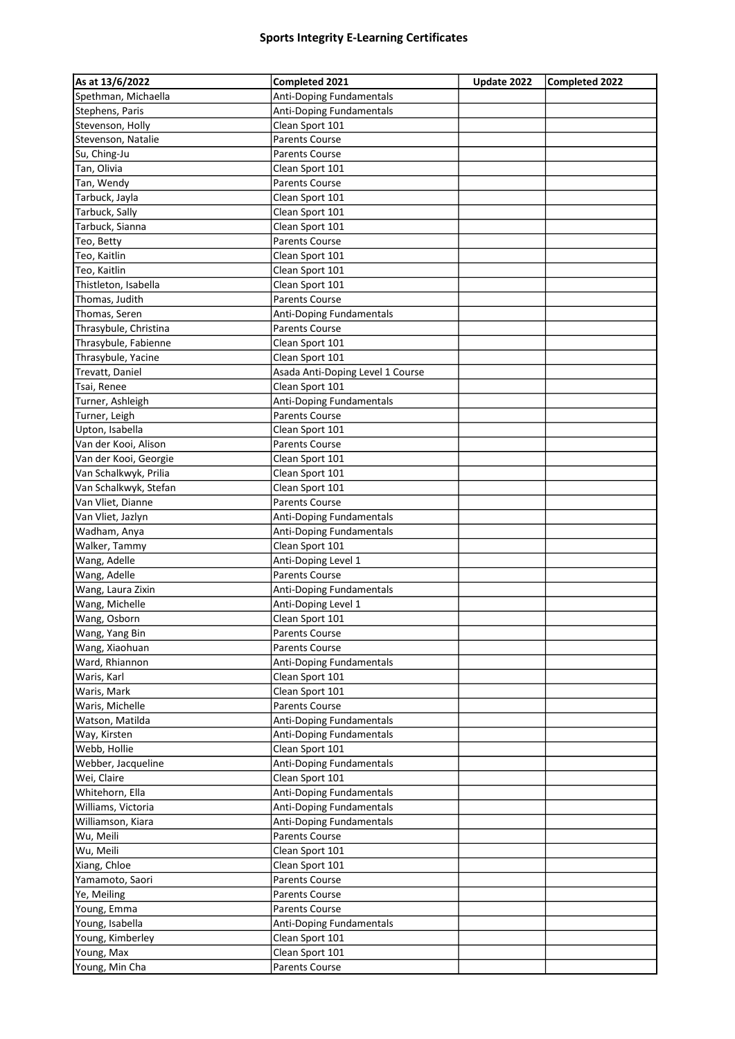## Sports Integrity E-Learning Certificates

| As at 13/6/2022 | Completed 2021 | Update 2022 | Completed 2022 |
|---|---|---|---|
| Spethman, Michaella | Anti-Doping Fundamentals | | |
| Stephens, Paris | Anti-Doping Fundamentals | | |
| Stevenson, Holly | Clean Sport 101 | | |
| Stevenson, Natalie | Parents Course | | |
| Su, Ching-Ju | Parents Course | | |
| Tan, Olivia | Clean Sport 101 | | |
| Tan, Wendy | Parents Course | | |
| Tarbuck, Jayla | Clean Sport 101 | | |
| Tarbuck, Sally | Clean Sport 101 | | |
| Tarbuck, Sianna | Clean Sport 101 | | |
| Teo, Betty | Parents Course | | |
| Teo, Kaitlin | Clean Sport 101 | | |
| Teo, Kaitlin | Clean Sport 101 | | |
| Thistleton, Isabella | Clean Sport 101 | | |
| Thomas, Judith | Parents Course | | |
| Thomas, Seren | Anti-Doping Fundamentals | | |
| Thrasybule, Christina | Parents Course | | |
| Thrasybule, Fabienne | Clean Sport 101 | | |
| Thrasybule, Yacine | Clean Sport 101 | | |
| Trevatt, Daniel | Asada Anti-Doping Level 1 Course | | |
| Tsai, Renee | Clean Sport 101 | | |
| Turner, Ashleigh | Anti-Doping Fundamentals | | |
| Turner, Leigh | Parents Course | | |
| Upton, Isabella | Clean Sport 101 | | |
| Van der Kooi, Alison | Parents Course | | |
| Van der Kooi, Georgie | Clean Sport 101 | | |
| Van Schalkwyk, Prilia | Clean Sport 101 | | |
| Van Schalkwyk, Stefan | Clean Sport 101 | | |
| Van Vliet, Dianne | Parents Course | | |
| Van Vliet, Jazlyn | Anti-Doping Fundamentals | | |
| Wadham, Anya | Anti-Doping Fundamentals | | |
| Walker, Tammy | Clean Sport 101 | | |
| Wang, Adelle | Anti-Doping Level 1 | | |
| Wang, Adelle | Parents Course | | |
| Wang, Laura Zixin | Anti-Doping Fundamentals | | |
| Wang, Michelle | Anti-Doping Level 1 | | |
| Wang, Osborn | Clean Sport 101 | | |
| Wang, Yang Bin | Parents Course | | |
| Wang, Xiaohuan | Parents Course | | |
| Ward, Rhiannon | Anti-Doping Fundamentals | | |
| Waris, Karl | Clean Sport 101 | | |
| Waris, Mark | Clean Sport 101 | | |
| Waris, Michelle | Parents Course | | |
| Watson, Matilda | Anti-Doping Fundamentals | | |
| Way, Kirsten | Anti-Doping Fundamentals | | |
| Webb, Hollie | Clean Sport 101 | | |
| Webber, Jacqueline | Anti-Doping Fundamentals | | |
| Wei, Claire | Clean Sport 101 | | |
| Whitehorn, Ella | Anti-Doping Fundamentals | | |
| Williams, Victoria | Anti-Doping Fundamentals | | |
| Williamson, Kiara | Anti-Doping Fundamentals | | |
| Wu, Meili | Parents Course | | |
| Wu, Meili | Clean Sport 101 | | |
| Xiang, Chloe | Clean Sport 101 | | |
| Yamamoto, Saori | Parents Course | | |
| Ye, Meiling | Parents Course | | |
| Young, Emma | Parents Course | | |
| Young, Isabella | Anti-Doping Fundamentals | | |
| Young, Kimberley | Clean Sport 101 | | |
| Young, Max | Clean Sport 101 | | |
| Young, Min Cha | Parents Course | | |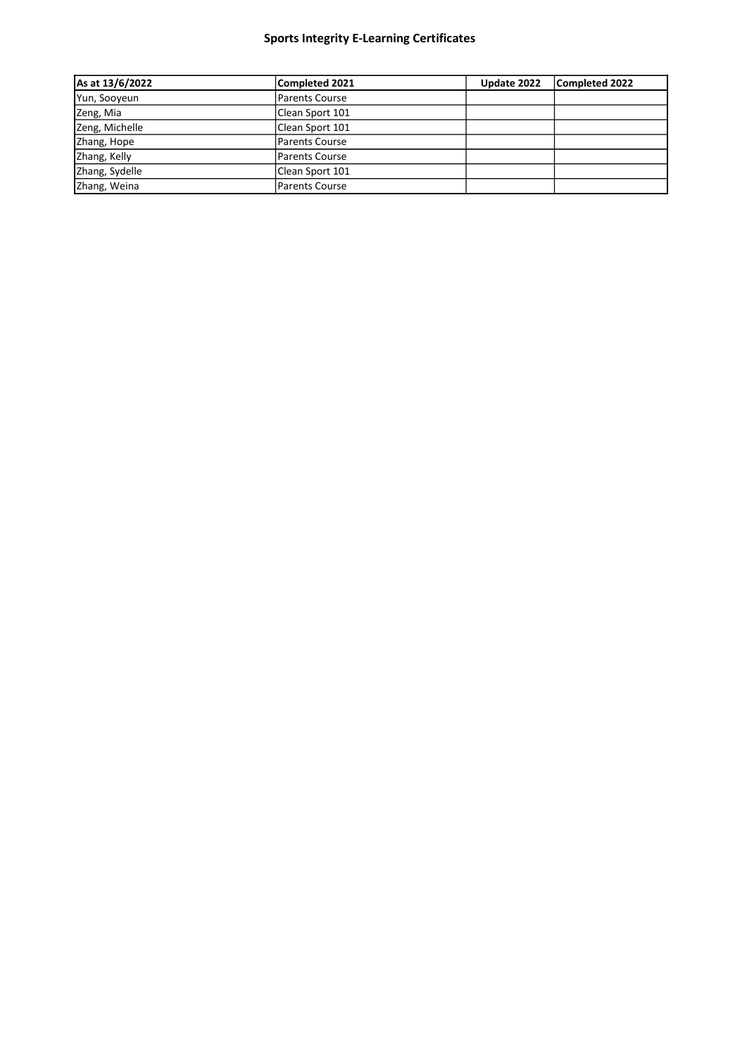**Sports Integrity E-Learning Certificates**

| As at 13/6/2022 | Completed 2021 | Update 2022 | Completed 2022 |
|---|---|---|---|
| Yun, Sooyeun | Parents Course | | |
| Zeng, Mia | Clean Sport 101 | | |
| Zeng, Michelle | Clean Sport 101 | | |
| Zhang, Hope | Parents Course | | |
| Zhang, Kelly | Parents Course | | |
| Zhang, Sydelle | Clean Sport 101 | | |
| Zhang, Weina | Parents Course | | |